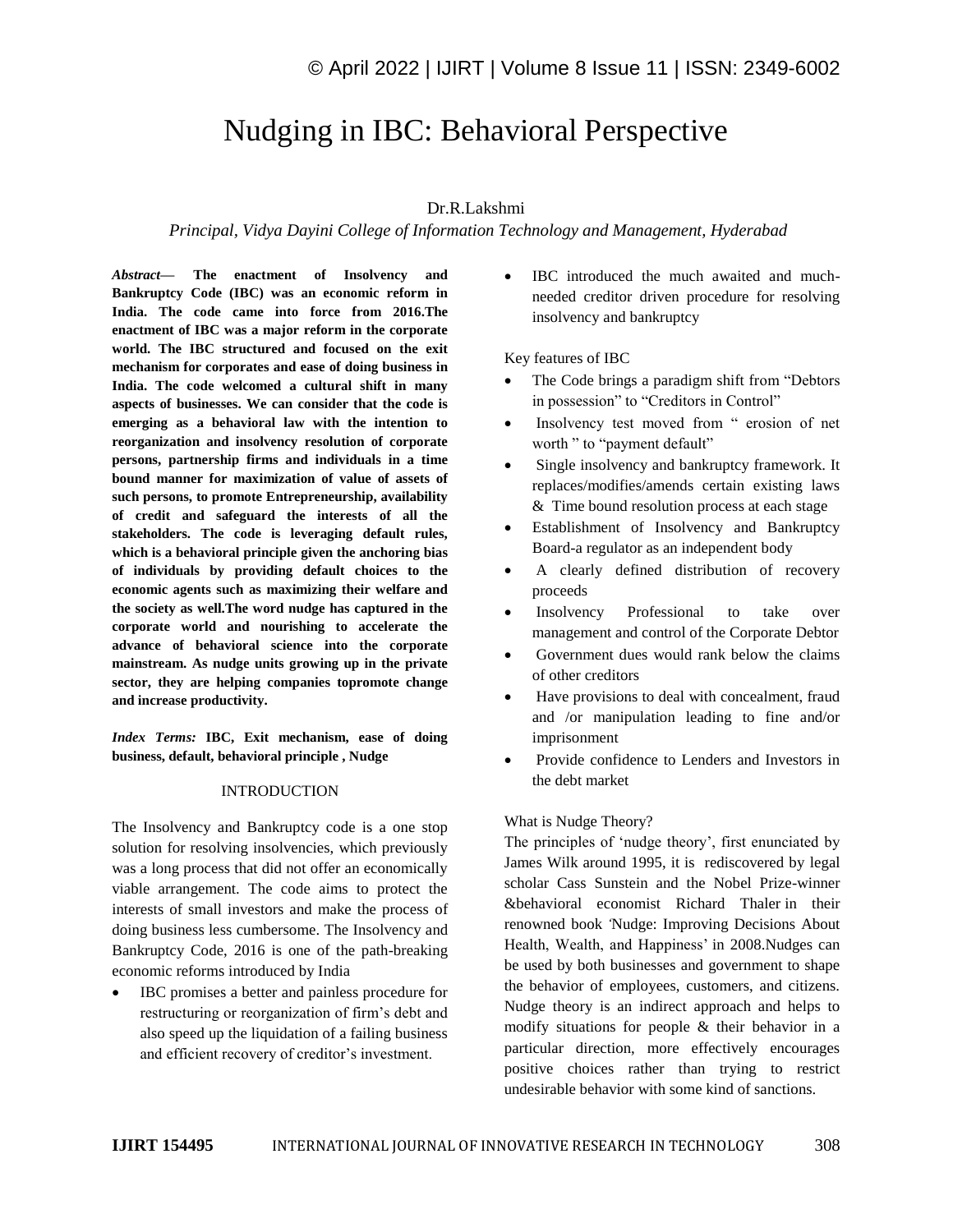# Nudging in IBC: Behavioral Perspective

Dr.R.Lakshmi

*Principal, Vidya Dayini College of Information Technology and Management, Hyderabad*

***Abstract*— The enactment of Insolvency and Bankruptcy Code (IBC) was an economic reform in India. The code came into force from 2016.The enactment of IBC was a major reform in the corporate world. The IBC structured and focused on the exit mechanism for corporates and ease of doing business in India. The code welcomed a cultural shift in many aspects of businesses. We can consider that the code is emerging as a behavioral law with the intention to reorganization and insolvency resolution of corporate persons, partnership firms and individuals in a time bound manner for maximization of value of assets of such persons, to promote Entrepreneurship, availability of credit and safeguard the interests of all the stakeholders. The code is leveraging default rules, which is a behavioral principle given the anchoring bias of individuals by providing default choices to the economic agents such as maximizing their welfare and the society as well.The word nudge has captured in the corporate world and nourishing to accelerate the advance of behavioral science into the corporate mainstream. As nudge units growing up in the private sector, they are helping companies topromote change and increase productivity.**

***Index Terms:* IBC, Exit mechanism, ease of doing business, default, behavioral principle , Nudge**

## INTRODUCTION

The Insolvency and Bankruptcy code is a one stop solution for resolving insolvencies, which previously was a long process that did not offer an economically viable arrangement. The code aims to protect the interests of small investors and make the process of doing business less cumbersome. The Insolvency and Bankruptcy Code, 2016 is one of the path-breaking economic reforms introduced by India

- IBC promises a better and painless procedure for restructuring or reorganization of firm's debt and also speed up the liquidation of a failing business and efficient recovery of creditor's investment.
- IBC introduced the much awaited and much-needed creditor driven procedure for resolving insolvency and bankruptcy

Key features of IBC

- The Code brings a paradigm shift from "Debtors in possession" to "Creditors in Control"
- Insolvency test moved from " erosion of net worth " to "payment default"
- Single insolvency and bankruptcy framework. It replaces/modifies/amends certain existing laws & Time bound resolution process at each stage
- Establishment of Insolvency and Bankruptcy Board-a regulator as an independent body
- A clearly defined distribution of recovery proceeds
- Insolvency Professional to take over management and control of the Corporate Debtor
- Government dues would rank below the claims of other creditors
- Have provisions to deal with concealment, fraud and /or manipulation leading to fine and/or imprisonment
- Provide confidence to Lenders and Investors in the debt market

What is Nudge Theory?

The principles of 'nudge theory', first enunciated by James Wilk around 1995, it is rediscovered by legal scholar Cass Sunstein and the Nobel Prize-winner &behavioral economist Richard Thaler in their renowned book 'Nudge: Improving Decisions About Health, Wealth, and Happiness' in 2008.Nudges can be used by both businesses and government to shape the behavior of employees, customers, and citizens. Nudge theory is an indirect approach and helps to modify situations for people & their behavior in a particular direction, more effectively encourages positive choices rather than trying to restrict undesirable behavior with some kind of sanctions.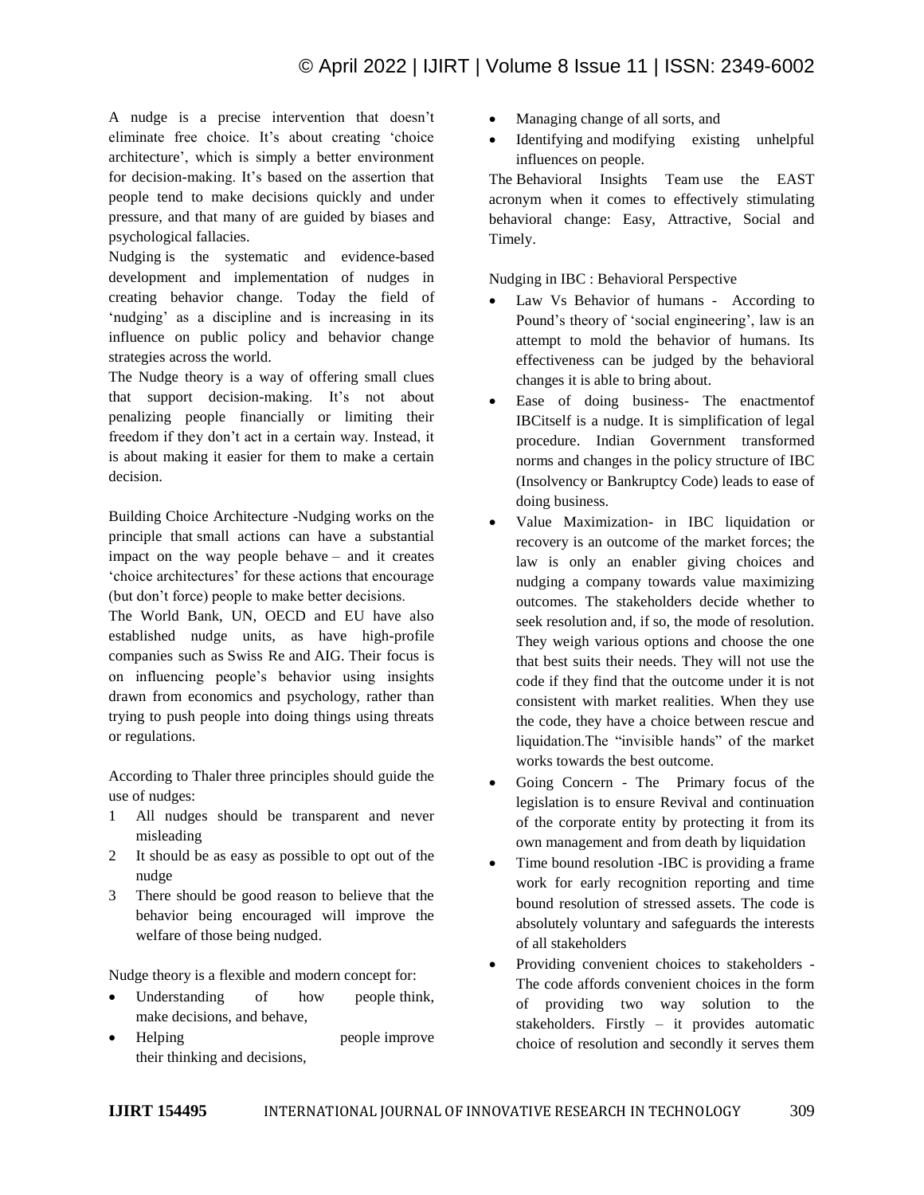A nudge is a precise intervention that doesn't eliminate free choice. It's about creating 'choice architecture', which is simply a better environment for decision-making. It's based on the assertion that people tend to make decisions quickly and under pressure, and that many of are guided by biases and psychological fallacies.

Nudging is the systematic and evidence-based development and implementation of nudges in creating behavior change. Today the field of 'nudging' as a discipline and is increasing in its influence on public policy and behavior change strategies across the world.

The Nudge theory is a way of offering small clues that support decision-making. It's not about penalizing people financially or limiting their freedom if they don't act in a certain way. Instead, it is about making it easier for them to make a certain decision.

Building Choice Architecture -Nudging works on the principle that small actions can have a substantial impact on the way people behave – and it creates 'choice architectures' for these actions that encourage (but don't force) people to make better decisions.

The World Bank, UN, OECD and EU have also established nudge units, as have high-profile companies such as Swiss Re and AIG. Their focus is on influencing people's behavior using insights drawn from economics and psychology, rather than trying to push people into doing things using threats or regulations.

According to Thaler three principles should guide the use of nudges:

1. All nudges should be transparent and never misleading
2. It should be as easy as possible to opt out of the nudge
3. There should be good reason to believe that the behavior being encouraged will improve the welfare of those being nudged.

Nudge theory is a flexible and modern concept for:

- Understanding of how people think, make decisions, and behave,
- Helping people improve their thinking and decisions,
- Managing change of all sorts, and
- Identifying and modifying existing unhelpful influences on people.

The Behavioral Insights Team use the EAST acronym when it comes to effectively stimulating behavioral change: Easy, Attractive, Social and Timely.

Nudging in IBC : Behavioral Perspective

- Law Vs Behavior of humans - According to Pound's theory of 'social engineering', law is an attempt to mold the behavior of humans. Its effectiveness can be judged by the behavioral changes it is able to bring about.
- Ease of doing business- The enactmentof IBCitself is a nudge. It is simplification of legal procedure. Indian Government transformed norms and changes in the policy structure of IBC (Insolvency or Bankruptcy Code) leads to ease of doing business.
- Value Maximization- in IBC liquidation or recovery is an outcome of the market forces; the law is only an enabler giving choices and nudging a company towards value maximizing outcomes. The stakeholders decide whether to seek resolution and, if so, the mode of resolution. They weigh various options and choose the one that best suits their needs. They will not use the code if they find that the outcome under it is not consistent with market realities. When they use the code, they have a choice between rescue and liquidation.The "invisible hands" of the market works towards the best outcome.
- Going Concern - The Primary focus of the legislation is to ensure Revival and continuation of the corporate entity by protecting it from its own management and from death by liquidation
- Time bound resolution -IBC is providing a frame work for early recognition reporting and time bound resolution of stressed assets. The code is absolutely voluntary and safeguards the interests of all stakeholders
- Providing convenient choices to stakeholders - The code affords convenient choices in the form of providing two way solution to the stakeholders. Firstly – it provides automatic choice of resolution and secondly it serves them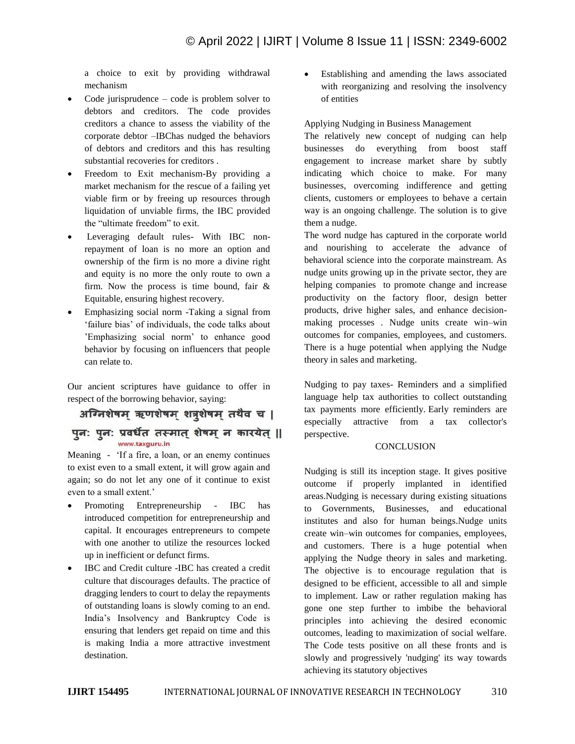a choice to exit by providing withdrawal mechanism

- Code jurisprudence – code is problem solver to debtors and creditors. The code provides creditors a chance to assess the viability of the corporate debtor –IBChas nudged the behaviors of debtors and creditors and this has resulting substantial recoveries for creditors .
- Freedom to Exit mechanism-By providing a market mechanism for the rescue of a failing yet viable firm or by freeing up resources through liquidation of unviable firms, the IBC provided the "ultimate freedom" to exit.
- Leveraging default rules- With IBC non-repayment of loan is no more an option and ownership of the firm is no more a divine right and equity is no more the only route to own a firm. Now the process is time bound, fair & Equitable, ensuring highest recovery.
- Emphasizing social norm -Taking a signal from 'failure bias' of individuals, the code talks about 'Emphasizing social norm' to enhance good behavior by focusing on influencers that people can relate to.

Our ancient scriptures have guidance to offer in respect of the borrowing behavior, saying:

अग्निशेषम् ऋणशेषम् शत्रुशेषम् तथैव च ।
पुनः पुनः प्रवर्धेत तस्मात् शेषम् न कारयेत् ॥

www.taxguru.in

Meaning - 'If a fire, a loan, or an enemy continues to exist even to a small extent, it will grow again and again; so do not let any one of it continue to exist even to a small extent.'

- Promoting Entrepreneurship - IBC has introduced competition for entrepreneurship and capital. It encourages entrepreneurs to compete with one another to utilize the resources locked up in inefficient or defunct firms.
- IBC and Credit culture -IBC has created a credit culture that discourages defaults. The practice of dragging lenders to court to delay the repayments of outstanding loans is slowly coming to an end. India's Insolvency and Bankruptcy Code is ensuring that lenders get repaid on time and this is making India a more attractive investment destination.
- Establishing and amending the laws associated with reorganizing and resolving the insolvency of entities

Applying Nudging in Business Management

The relatively new concept of nudging can help businesses do everything from boost staff engagement to increase market share by subtly indicating which choice to make. For many businesses, overcoming indifference and getting clients, customers or employees to behave a certain way is an ongoing challenge. The solution is to give them a nudge.

The word nudge has captured in the corporate world and nourishing to accelerate the advance of behavioral science into the corporate mainstream. As nudge units growing up in the private sector, they are helping companies to promote change and increase productivity on the factory floor, design better products, drive higher sales, and enhance decision-making processes . Nudge units create win–win outcomes for companies, employees, and customers. There is a huge potential when applying the Nudge theory in sales and marketing.

Nudging to pay taxes- Reminders and a simplified language help tax authorities to collect outstanding tax payments more efficiently. Early reminders are especially attractive from a tax collector's perspective.

## CONCLUSION

Nudging is still its inception stage. It gives positive outcome if properly implanted in identified areas.Nudging is necessary during existing situations to Governments, Businesses, and educational institutes and also for human beings.Nudge units create win–win outcomes for companies, employees, and customers. There is a huge potential when applying the Nudge theory in sales and marketing. The objective is to encourage regulation that is designed to be efficient, accessible to all and simple to implement. Law or rather regulation making has gone one step further to imbibe the behavioral principles into achieving the desired economic outcomes, leading to maximization of social welfare. The Code tests positive on all these fronts and is slowly and progressively 'nudging' its way towards achieving its statutory objectives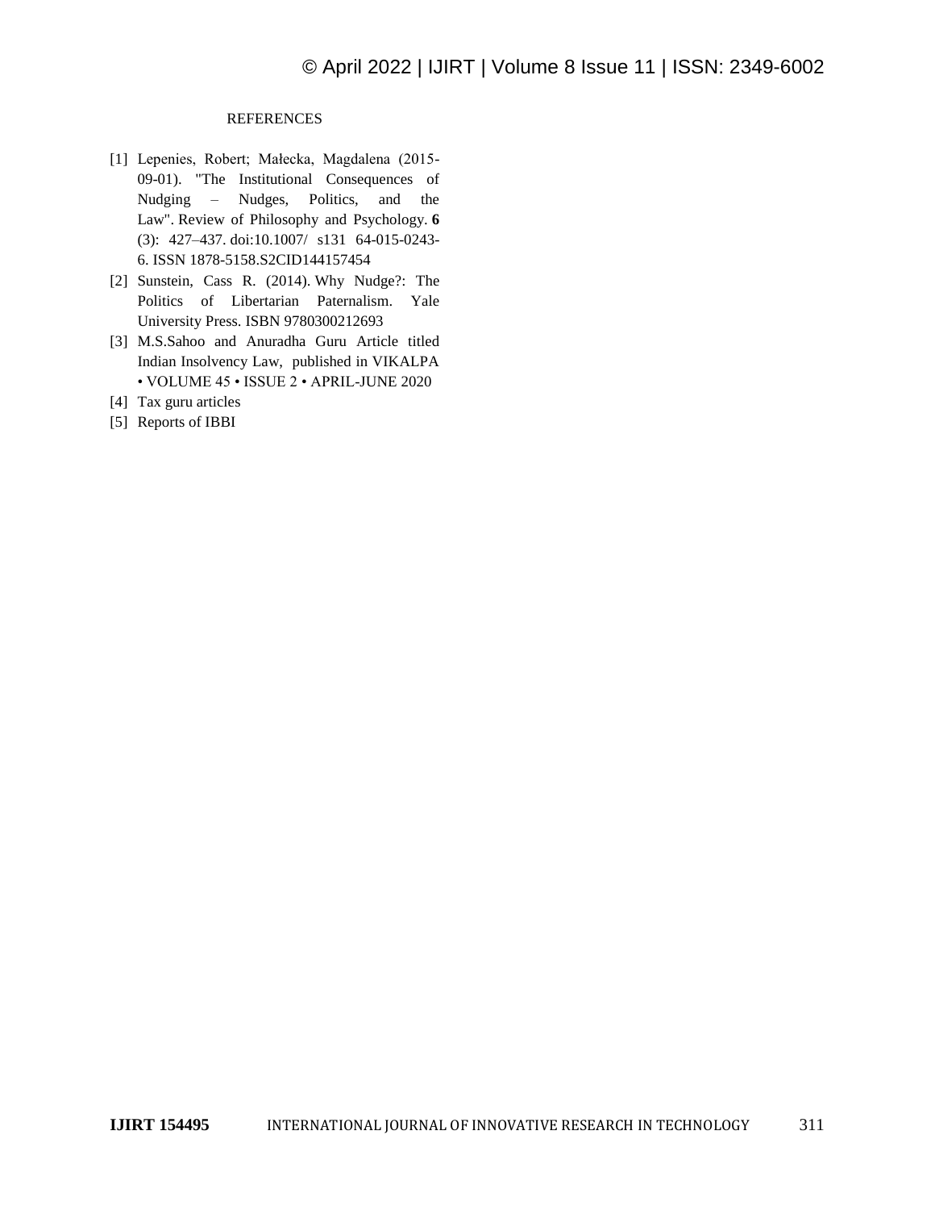## REFERENCES

[1] Lepenies, Robert; Małecka, Magdalena (2015-09-01). "The Institutional Consequences of Nudging – Nudges, Politics, and the Law". Review of Philosophy and Psychology. **6** (3): 427–437. doi:10.1007/ s131 64-015-0243-6. ISSN 1878-5158.S2CID144157454

[2] Sunstein, Cass R. (2014). Why Nudge?: The Politics of Libertarian Paternalism. Yale University Press. ISBN 9780300212693

[3] M.S.Sahoo and Anuradha Guru Article titled Indian Insolvency Law, published in VIKALPA • VOLUME 45 • ISSUE 2 • APRIL-JUNE 2020

[4] Tax guru articles

[5] Reports of IBBI